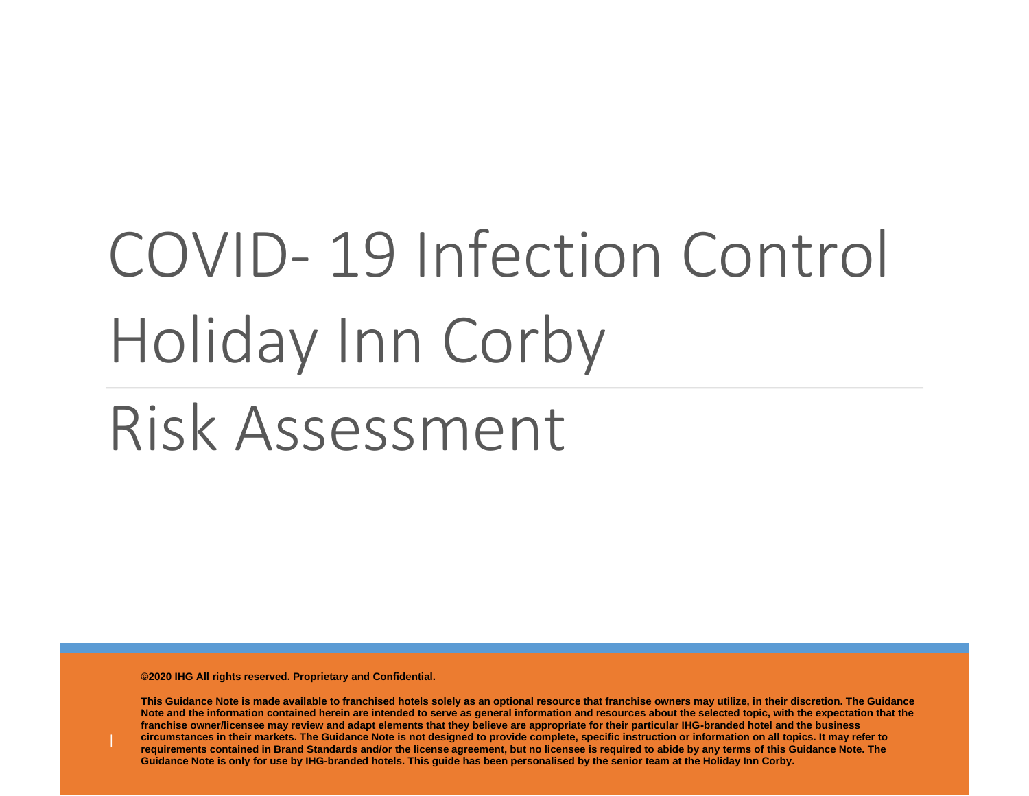# COVID- 19 Infection Control Holiday Inn Corby

# Risk Assessment

**©2020 IHG All rights reserved. Proprietary and Confidential.**

**This Guidance Note is made available to franchised hotels solely as an optional resource that franchise owners may utilize, in their discretion. The Guidance Note and the information contained herein are intended to serve as general information and resources about the selected topic, with the expectation that the franchise owner/licensee may review and adapt elements that they believe are appropriate for their particular IHG-branded hotel and the business circumstances in their markets. The Guidance Note is not designed to provide complete, specific instruction or information on all topics. It may refer to requirements contained in Brand Standards and/or the license agreement, but no licensee is required to abide by any terms of this Guidance Note. The Guidance Note is only for use by IHG-branded hotels. This guide has been personalised by the senior team at the Holiday Inn Corby.**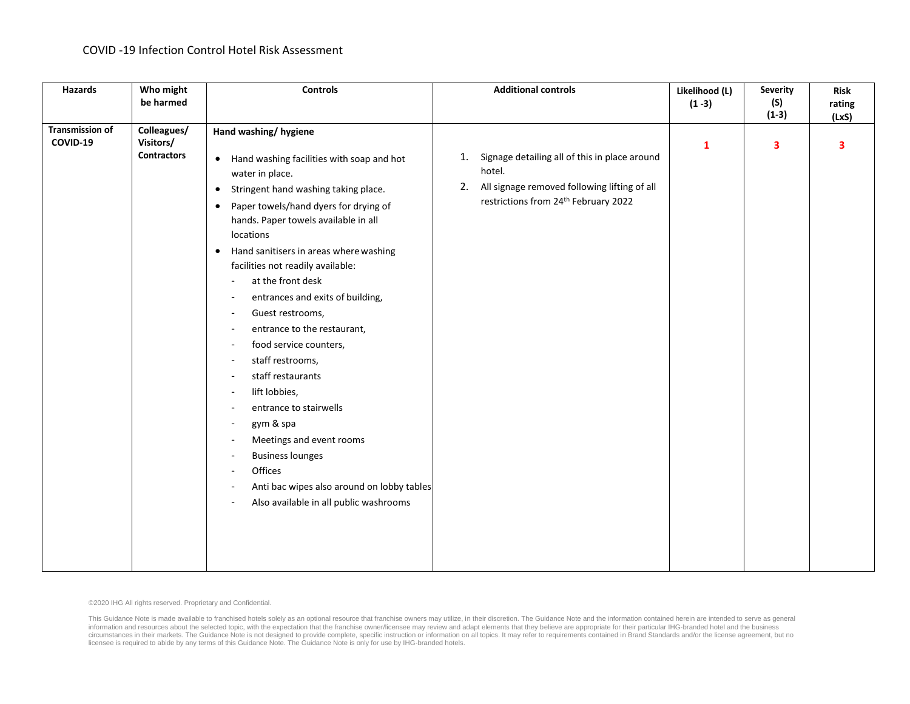COVID -19 Infection Control Hotel Risk Assessment

| Hazards | Who might be harmed | Controls | Additional controls | Likelihood (L) (1 -3) | Severity (S) (1-3) | Risk rating (LxS) |
|---|---|---|---|---|---|---|
| Transmission of COVID-19 | Colleagues/ Visitors/ Contractors | **Hand washing/ hygiene**<br><br>• Hand washing facilities with soap and hot water in place.<br>• Stringent hand washing taking place.<br>• Paper towels/hand dyers for drying of hands. Paper towels available in all locations<br>• Hand sanitisers in areas where washing facilities not readily available:<br>- at the front desk<br>- entrances and exits of building,<br>- Guest restrooms,<br>- entrance to the restaurant,<br>- food service counters,<br>- staff restrooms,<br>- staff restaurants<br>- lift lobbies,<br>- entrance to stairwells<br>- gym & spa<br>- Meetings and event rooms<br>- Business lounges<br>- Offices<br>- Anti bac wipes also around on lobby tables<br>- Also available in all public washrooms | 1. Signage detailing all of this in place around hotel.<br>2. All signage removed following lifting of all restrictions from 24th February 2022 | 1 | 3 | 3 |

©2020 IHG All rights reserved. Proprietary and Confidential.

This Guidance Note is made available to franchised hotels solely as an optional resource that franchise owners may utilize, in their discretion. The Guidance Note and the information contained herein are intended to serve as general information and resources about the selected topic, with the expectation that the franchise owner/licensee may review and adapt elements that they believe are appropriate for their particular IHG-branded hotel and the business circumstances in their markets. The Guidance Note is not designed to provide complete, specific instruction or information on all topics. It may refer to requirements contained in Brand Standards and/or the license agreement, but no licensee is required to abide by any terms of this Guidance Note. The Guidance Note is only for use by IHG-branded hotels.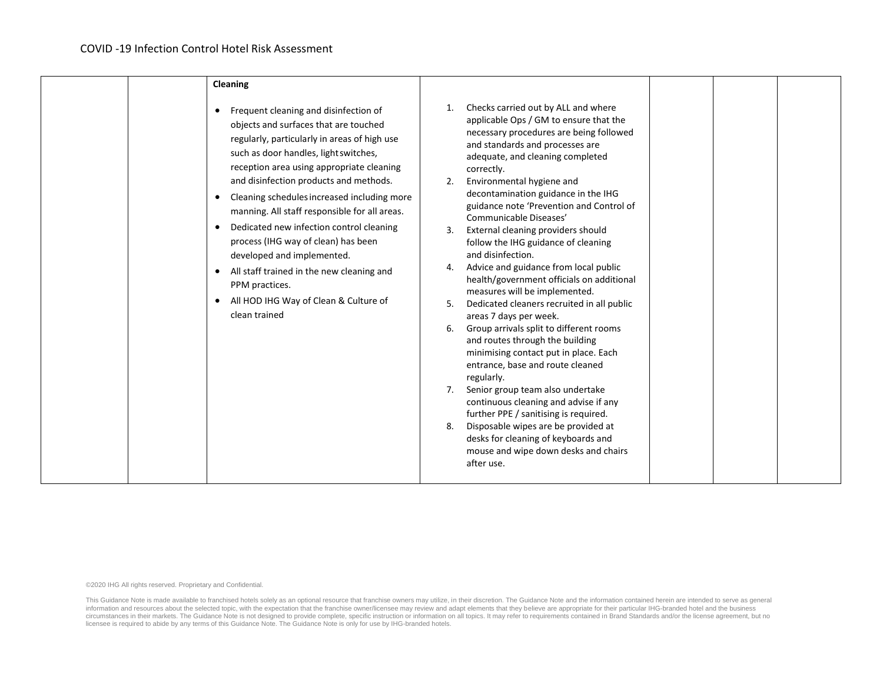| | | **Cleaning**<br><br>• Frequent cleaning and disinfection of objects and surfaces that are touched regularly, particularly in areas of high use such as door handles, light switches, reception area using appropriate cleaning and disinfection products and methods.<br>• Cleaning schedules increased including more manning. All staff responsible for all areas.<br>• Dedicated new infection control cleaning process (IHG way of clean) has been developed and implemented.<br>• All staff trained in the new cleaning and PPM practices.<br>• All HOD IHG Way of Clean & Culture of clean trained | 1. Checks carried out by ALL and where applicable Ops / GM to ensure that the necessary procedures are being followed and standards and processes are adequate, and cleaning completed correctly.<br>2. Environmental hygiene and decontamination guidance in the IHG guidance note 'Prevention and Control of Communicable Diseases'<br>3. External cleaning providers should follow the IHG guidance of cleaning and disinfection.<br>4. Advice and guidance from local public health/government officials on additional measures will be implemented.<br>5. Dedicated cleaners recruited in all public areas 7 days per week.<br>6. Group arrivals split to different rooms and routes through the building minimising contact put in place. Each entrance, base and route cleaned regularly.<br>7. Senior group team also undertake continuous cleaning and advise if any further PPE / sanitising is required.<br>8. Disposable wipes are be provided at desks for cleaning of keyboards and mouse and wipe down desks and chairs after use. | | | |
|---|---|---|---|---|---|---|

©2020 IHG All rights reserved. Proprietary and Confidential.

This Guidance Note is made available to franchised hotels solely as an optional resource that franchise owners may utilize, in their discretion. The Guidance Note and the information contained herein are intended to serve as general information and resources about the selected topic, with the expectation that the franchise owner/licensee may review and adapt elements that they believe are appropriate for their particular IHG-branded hotel and the business circumstances in their markets. The Guidance Note is not designed to provide complete, specific instruction or information on all topics. It may refer to requirements contained in Brand Standards and/or the license agreement, but no licensee is required to abide by any terms of this Guidance Note. The Guidance Note is only for use by IHG-branded hotels.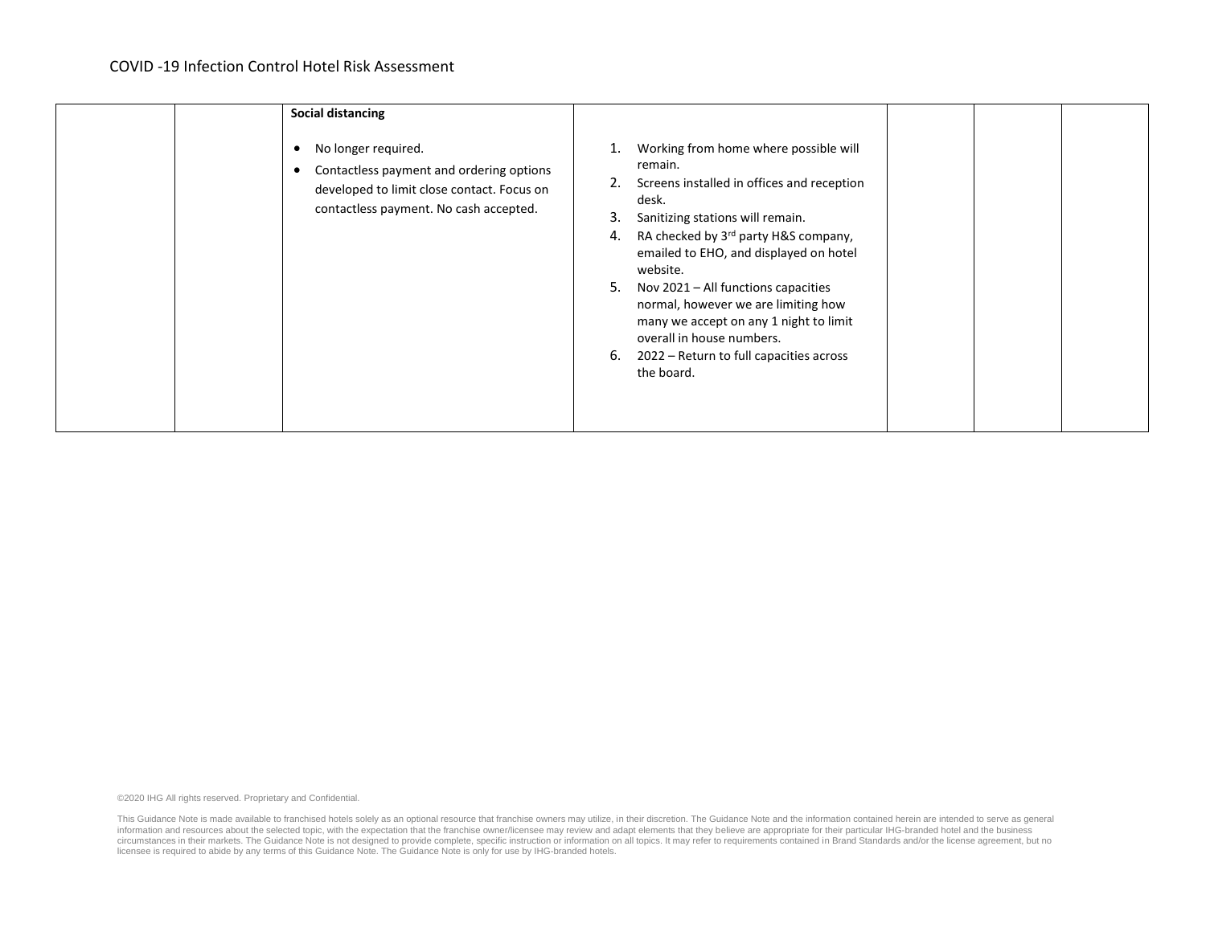| | | **Social distancing**<br><br>• No longer required.<br>• Contactless payment and ordering options developed to limit close contact. Focus on contactless payment. No cash accepted. | 1. Working from home where possible will remain.<br>2. Screens installed in offices and reception desk.<br>3. Sanitizing stations will remain.<br>4. RA checked by 3rd party H&S company, emailed to EHO, and displayed on hotel website.<br>5. Nov 2021 – All functions capacities normal, however we are limiting how many we accept on any 1 night to limit overall in house numbers.<br>6. 2022 – Return to full capacities across the board. | | | |
|---|---|---|---|---|---|---|

©2020 IHG All rights reserved. Proprietary and Confidential.

This Guidance Note is made available to franchised hotels solely as an optional resource that franchise owners may utilize, in their discretion. The Guidance Note and the information contained herein are intended to serve as general information and resources about the selected topic, with the expectation that the franchise owner/licensee may review and adapt elements that they believe are appropriate for their particular IHG-branded hotel and the business circumstances in their markets. The Guidance Note is not designed to provide complete, specific instruction or information on all topics. It may refer to requirements contained in Brand Standards and/or the license agreement, but no licensee is required to abide by any terms of this Guidance Note. The Guidance Note is only for use by IHG-branded hotels.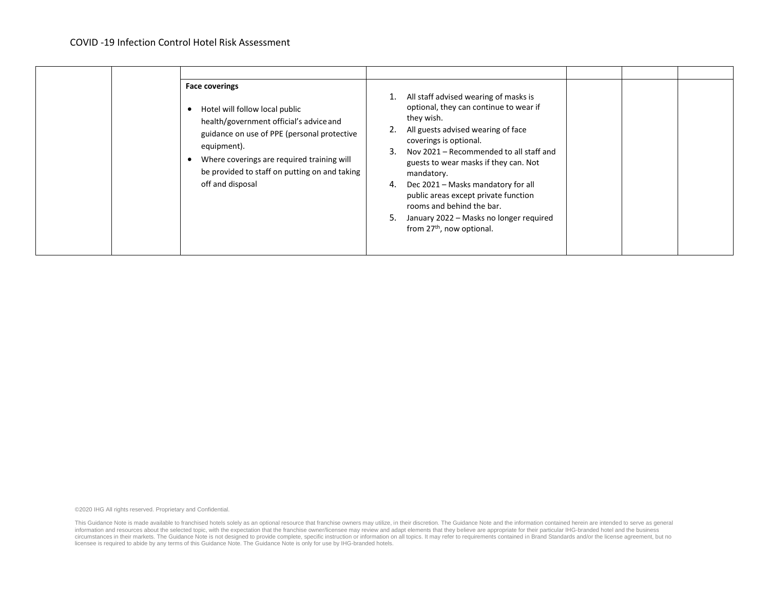| | | | | | | |
|---|---|---|---|---|---|---|
| | | **Face coverings**<br><br>• Hotel will follow local public health/government official's advice and guidance on use of PPE (personal protective equipment).<br>• Where coverings are required training will be provided to staff on putting on and taking off and disposal | 1. All staff advised wearing of masks is optional, they can continue to wear if they wish.<br>2. All guests advised wearing of face coverings is optional.<br>3. Nov 2021 – Recommended to all staff and guests to wear masks if they can. Not mandatory.<br>4. Dec 2021 – Masks mandatory for all public areas except private function rooms and behind the bar.<br>5. January 2022 – Masks no longer required from 27th, now optional. | | | |

©2020 IHG All rights reserved. Proprietary and Confidential.

This Guidance Note is made available to franchised hotels solely as an optional resource that franchise owners may utilize, in their discretion. The Guidance Note and the information contained herein are intended to serve as general information and resources about the selected topic, with the expectation that the franchise owner/licensee may review and adapt elements that they believe are appropriate for their particular IHG-branded hotel and the business circumstances in their markets. The Guidance Note is not designed to provide complete, specific instruction or information on all topics. It may refer to requirements contained in Brand Standards and/or the license agreement, but no licensee is required to abide by any terms of this Guidance Note. The Guidance Note is only for use by IHG-branded hotels.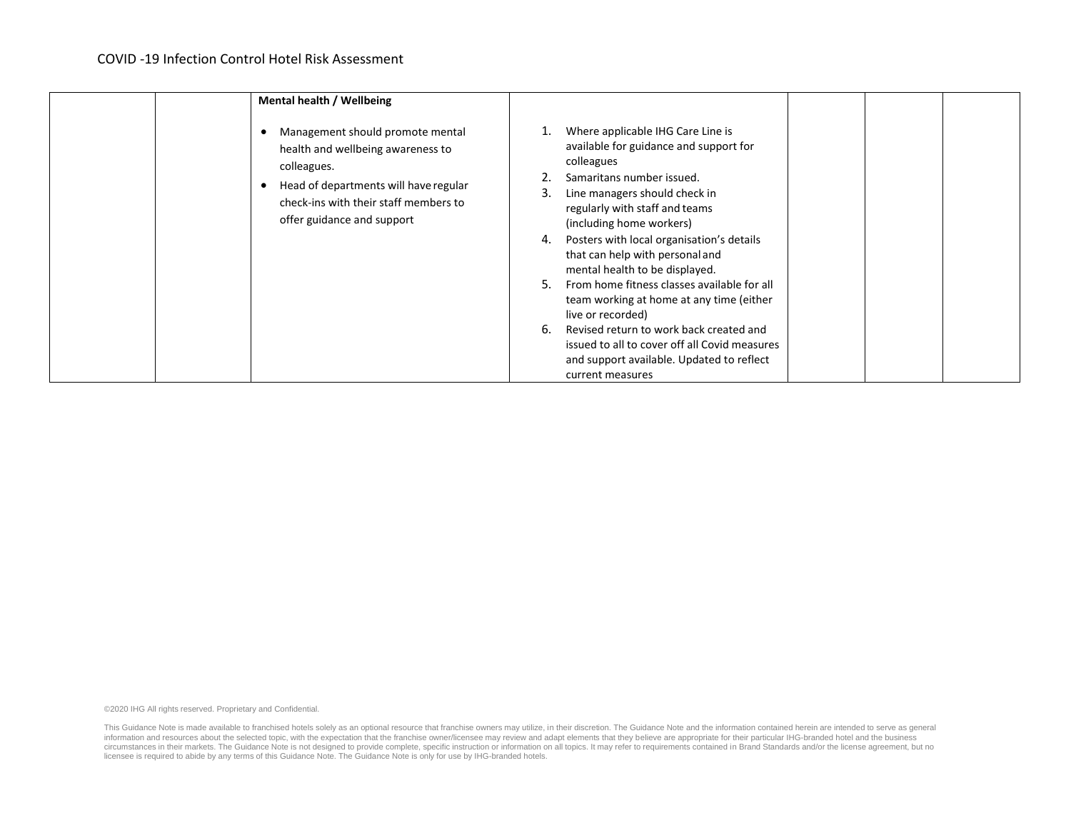| | | | | | | |
|---|---|---|---|---|---|---|
| | | **Mental health / Wellbeing**<br><br>• Management should promote mental health and wellbeing awareness to colleagues.<br>• Head of departments will have regular check-ins with their staff members to offer guidance and support | 1. Where applicable IHG Care Line is available for guidance and support for colleagues<br>2. Samaritans number issued.<br>3. Line managers should check in regularly with staff and teams (including home workers)<br>4. Posters with local organisation's details that can help with personal and mental health to be displayed.<br>5. From home fitness classes available for all team working at home at any time (either live or recorded)<br>6. Revised return to work back created and issued to all to cover off all Covid measures and support available. Updated to reflect current measures | | | |

©2020 IHG All rights reserved. Proprietary and Confidential.

This Guidance Note is made available to franchised hotels solely as an optional resource that franchise owners may utilize, in their discretion. The Guidance Note and the information contained herein are intended to serve as general information and resources about the selected topic, with the expectation that the franchise owner/licensee may review and adapt elements that they believe are appropriate for their particular IHG-branded hotel and the business circumstances in their markets. The Guidance Note is not designed to provide complete, specific instruction or information on all topics. It may refer to requirements contained in Brand Standards and/or the license agreement, but no licensee is required to abide by any terms of this Guidance Note. The Guidance Note is only for use by IHG-branded hotels.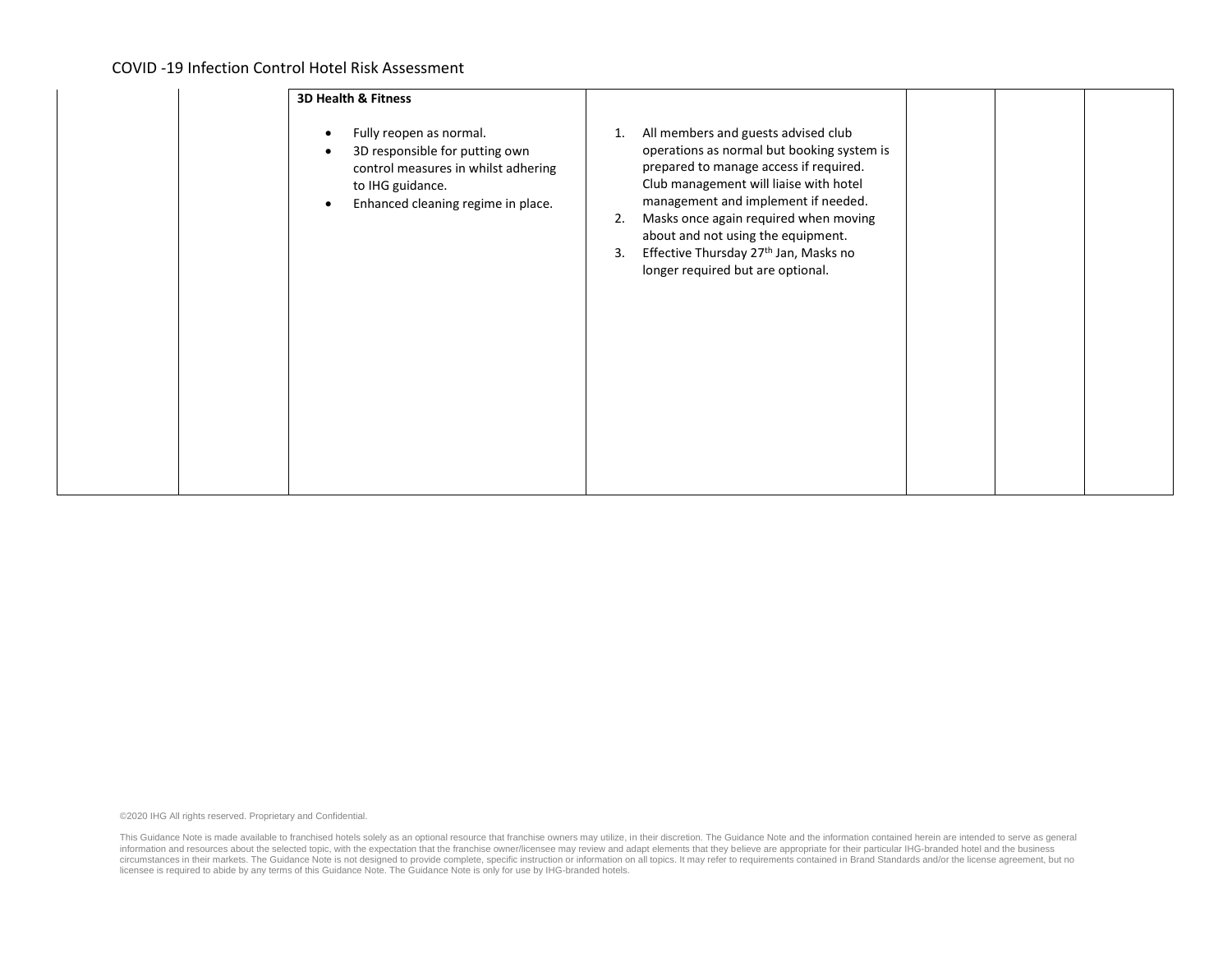| | | | | | | |
|---|---|---|---|---|---|---|
| | | **3D Health & Fitness**<br><br>• Fully reopen as normal.<br>• 3D responsible for putting own control measures in whilst adhering to IHG guidance.<br>• Enhanced cleaning regime in place. | 1. All members and guests advised club operations as normal but booking system is prepared to manage access if required. Club management will liaise with hotel management and implement if needed.<br>2. Masks once again required when moving about and not using the equipment.<br>3. Effective Thursday 27th Jan, Masks no longer required but are optional. | | | |

©2020 IHG All rights reserved. Proprietary and Confidential.

This Guidance Note is made available to franchised hotels solely as an optional resource that franchise owners may utilize, in their discretion. The Guidance Note and the information contained herein are intended to serve as general information and resources about the selected topic, with the expectation that the franchise owner/licensee may review and adapt elements that they believe are appropriate for their particular IHG-branded hotel and the business circumstances in their markets. The Guidance Note is not designed to provide complete, specific instruction or information on all topics. It may refer to requirements contained in Brand Standards and/or the license agreement, but no licensee is required to abide by any terms of this Guidance Note. The Guidance Note is only for use by IHG-branded hotels.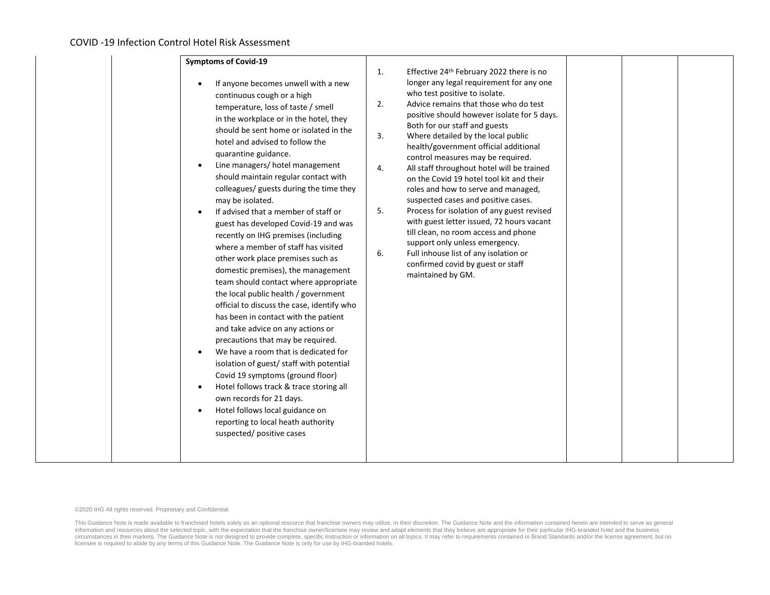| | | **Symptoms of Covid-19**<br><br>• If anyone becomes unwell with a new continuous cough or a high temperature, loss of taste / smell in the workplace or in the hotel, they should be sent home or isolated in the hotel and advised to follow the quarantine guidance.<br>• Line managers/ hotel management should maintain regular contact with colleagues/ guests during the time they may be isolated.<br>• If advised that a member of staff or guest has developed Covid-19 and was recently on IHG premises (including where a member of staff has visited other work place premises such as domestic premises), the management team should contact where appropriate the local public health / government official to discuss the case, identify who has been in contact with the patient and take advice on any actions or precautions that may be required.<br>• We have a room that is dedicated for isolation of guest/ staff with potential Covid 19 symptoms (ground floor)<br>• Hotel follows track & trace storing all own records for 21 days.<br>• Hotel follows local guidance on reporting to local heath authority suspected/ positive cases | 1. Effective 24th February 2022 there is no longer any legal requirement for any one who test positive to isolate.<br>2. Advice remains that those who do test positive should however isolate for 5 days. Both for our staff and guests<br>3. Where detailed by the local public health/government official additional control measures may be required.<br>4. All staff throughout hotel will be trained on the Covid 19 hotel tool kit and their roles and how to serve and managed, suspected cases and positive cases.<br>5. Process for isolation of any guest revised with guest letter issued, 72 hours vacant till clean, no room access and phone support only unless emergency.<br>6. Full inhouse list of any isolation or confirmed covid by guest or staff maintained by GM. | | | |
|---|---|---|---|---|---|---|

©2020 IHG All rights reserved. Proprietary and Confidential.

This Guidance Note is made available to franchised hotels solely as an optional resource that franchise owners may utilize, in their discretion. The Guidance Note and the information contained herein are intended to serve as general information and resources about the selected topic, with the expectation that the franchise owner/licensee may review and adapt elements that they believe are appropriate for their particular IHG-branded hotel and the business circumstances in their markets. The Guidance Note is not designed to provide complete, specific instruction or information on all topics. It may refer to requirements contained in Brand Standards and/or the license agreement, but no licensee is required to abide by any terms of this Guidance Note. The Guidance Note is only for use by IHG-branded hotels.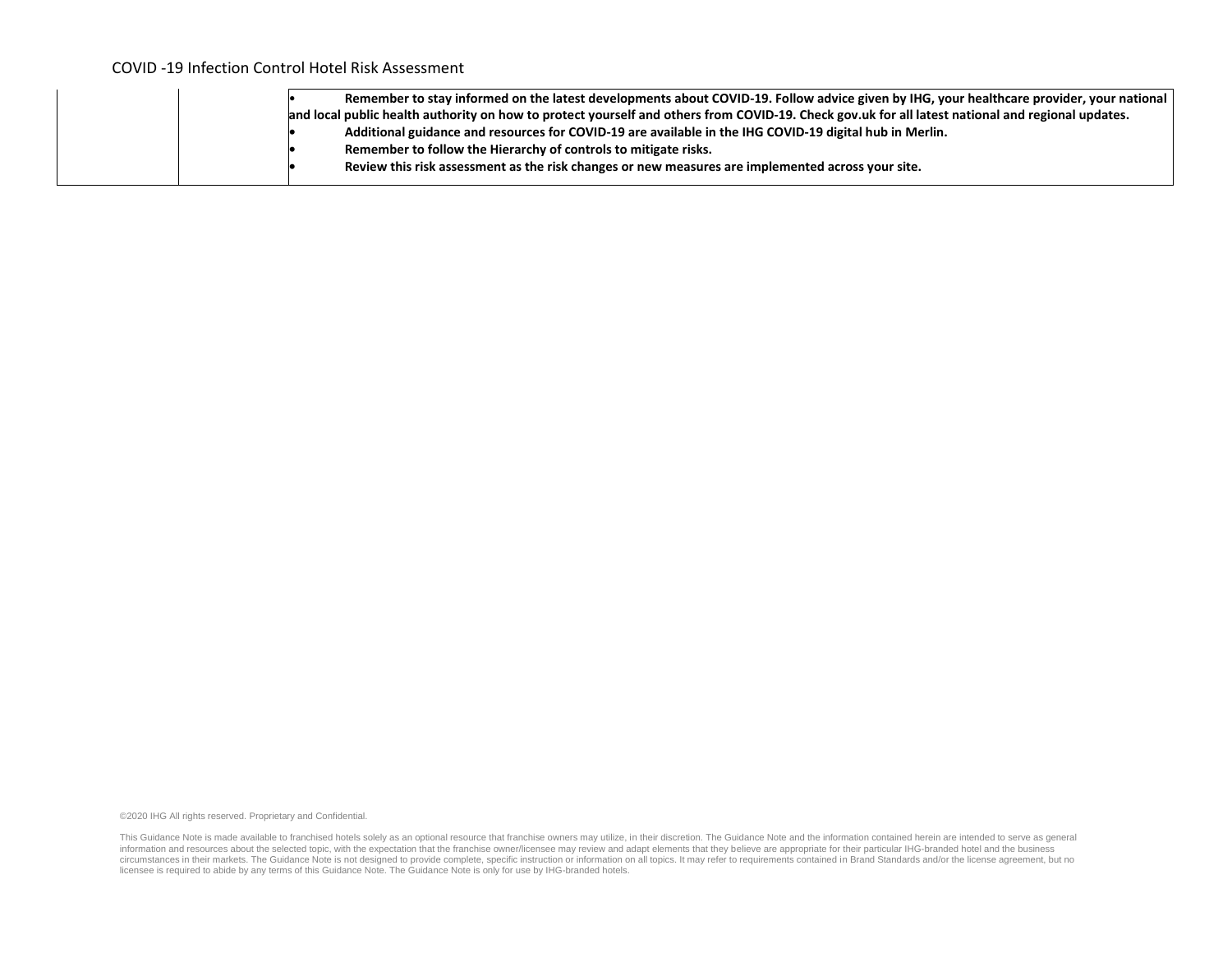| | | • Remember to stay informed on the latest developments about COVID-19. Follow advice given by IHG, your healthcare provider, your national and local public health authority on how to protect yourself and others from COVID-19. Check gov.uk for all latest national and regional updates.<br>• Additional guidance and resources for COVID-19 are available in the IHG COVID-19 digital hub in Merlin.<br>• Remember to follow the Hierarchy of controls to mitigate risks.<br>• Review this risk assessment as the risk changes or new measures are implemented across your site. |
|---|---|---|

©2020 IHG All rights reserved. Proprietary and Confidential.

This Guidance Note is made available to franchised hotels solely as an optional resource that franchise owners may utilize, in their discretion. The Guidance Note and the information contained herein are intended to serve as general information and resources about the selected topic, with the expectation that the franchise owner/licensee may review and adapt elements that they believe are appropriate for their particular IHG-branded hotel and the business circumstances in their markets. The Guidance Note is not designed to provide complete, specific instruction or information on all topics. It may refer to requirements contained in Brand Standards and/or the license agreement, but no licensee is required to abide by any terms of this Guidance Note. The Guidance Note is only for use by IHG-branded hotels.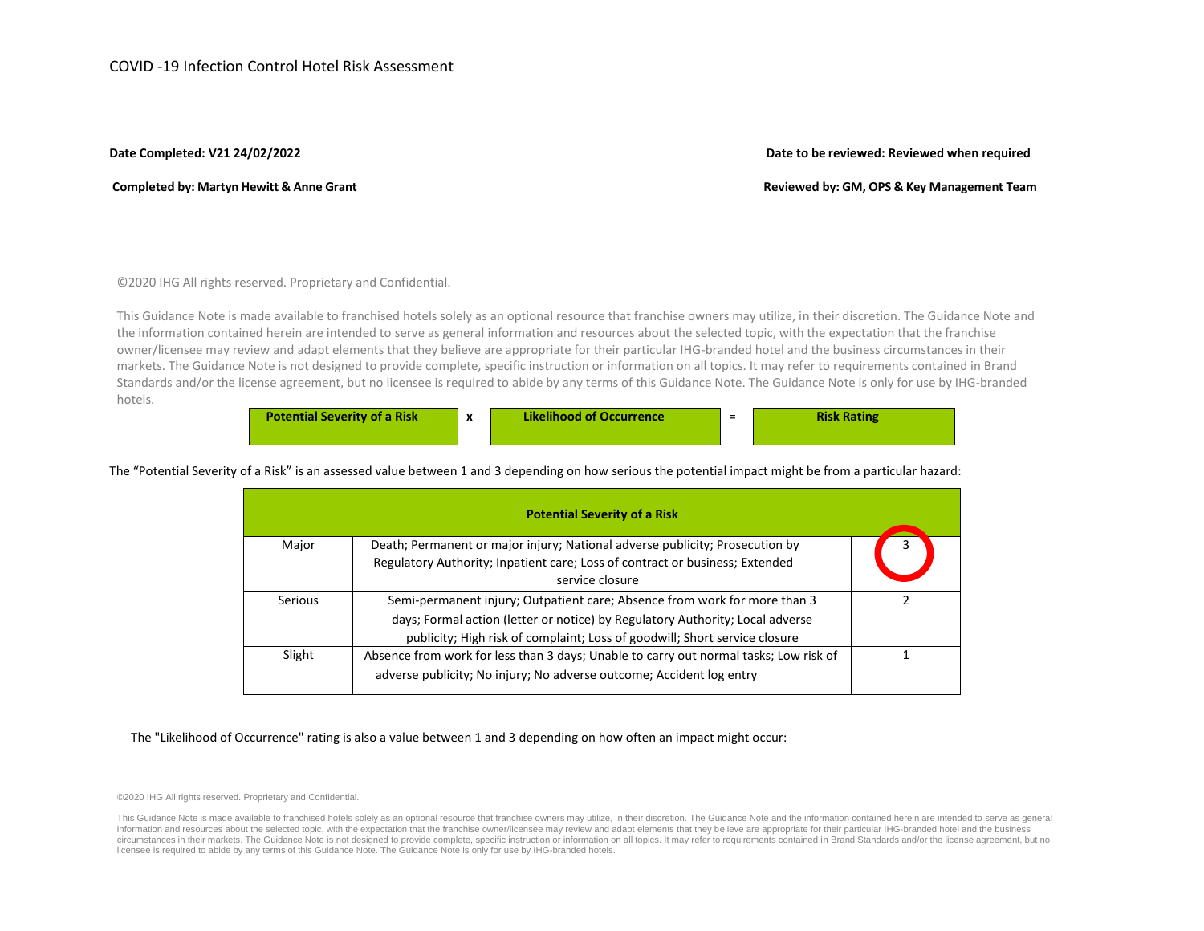COVID -19 Infection Control Hotel Risk Assessment

**Date Completed: V21 24/02/2022**

**Date to be reviewed: Reviewed when required**

**Completed by: Martyn Hewitt & Anne Grant**

**Reviewed by: GM, OPS & Key Management Team**

©2020 IHG All rights reserved. Proprietary and Confidential.

This Guidance Note is made available to franchised hotels solely as an optional resource that franchise owners may utilize, in their discretion. The Guidance Note and the information contained herein are intended to serve as general information and resources about the selected topic, with the expectation that the franchise owner/licensee may review and adapt elements that they believe are appropriate for their particular IHG-branded hotel and the business circumstances in their markets. The Guidance Note is not designed to provide complete, specific instruction or information on all topics. It may refer to requirements contained in Brand Standards and/or the license agreement, but no licensee is required to abide by any terms of this Guidance Note. The Guidance Note is only for use by IHG-branded hotels.

| **Potential Severity of a Risk** | x | **Likelihood of Occurrence** | = | **Risk Rating** |
|---|---|---|---|---|

The "Potential Severity of a Risk" is an assessed value between 1 and 3 depending on how serious the potential impact might be from a particular hazard:

| **Potential Severity of a Risk** | | |
|---|---|---|
| Major | Death; Permanent or major injury; National adverse publicity; Prosecution by Regulatory Authority; Inpatient care; Loss of contract or business; Extended service closure | 3 |
| Serious | Semi-permanent injury; Outpatient care; Absence from work for more than 3 days; Formal action (letter or notice) by Regulatory Authority; Local adverse publicity; High risk of complaint; Loss of goodwill; Short service closure | 2 |
| Slight | Absence from work for less than 3 days; Unable to carry out normal tasks; Low risk of adverse publicity; No injury; No adverse outcome; Accident log entry | 1 |

The "Likelihood of Occurrence" rating is also a value between 1 and 3 depending on how often an impact might occur:

©2020 IHG All rights reserved. Proprietary and Confidential.

This Guidance Note is made available to franchised hotels solely as an optional resource that franchise owners may utilize, in their discretion. The Guidance Note and the information contained herein are intended to serve as general information and resources about the selected topic, with the expectation that the franchise owner/licensee may review and adapt elements that they believe are appropriate for their particular IHG-branded hotel and the business circumstances in their markets. The Guidance Note is not designed to provide complete, specific instruction or information on all topics. It may refer to requirements contained in Brand Standards and/or the license agreement, but no licensee is required to abide by any terms of this Guidance Note. The Guidance Note is only for use by IHG-branded hotels.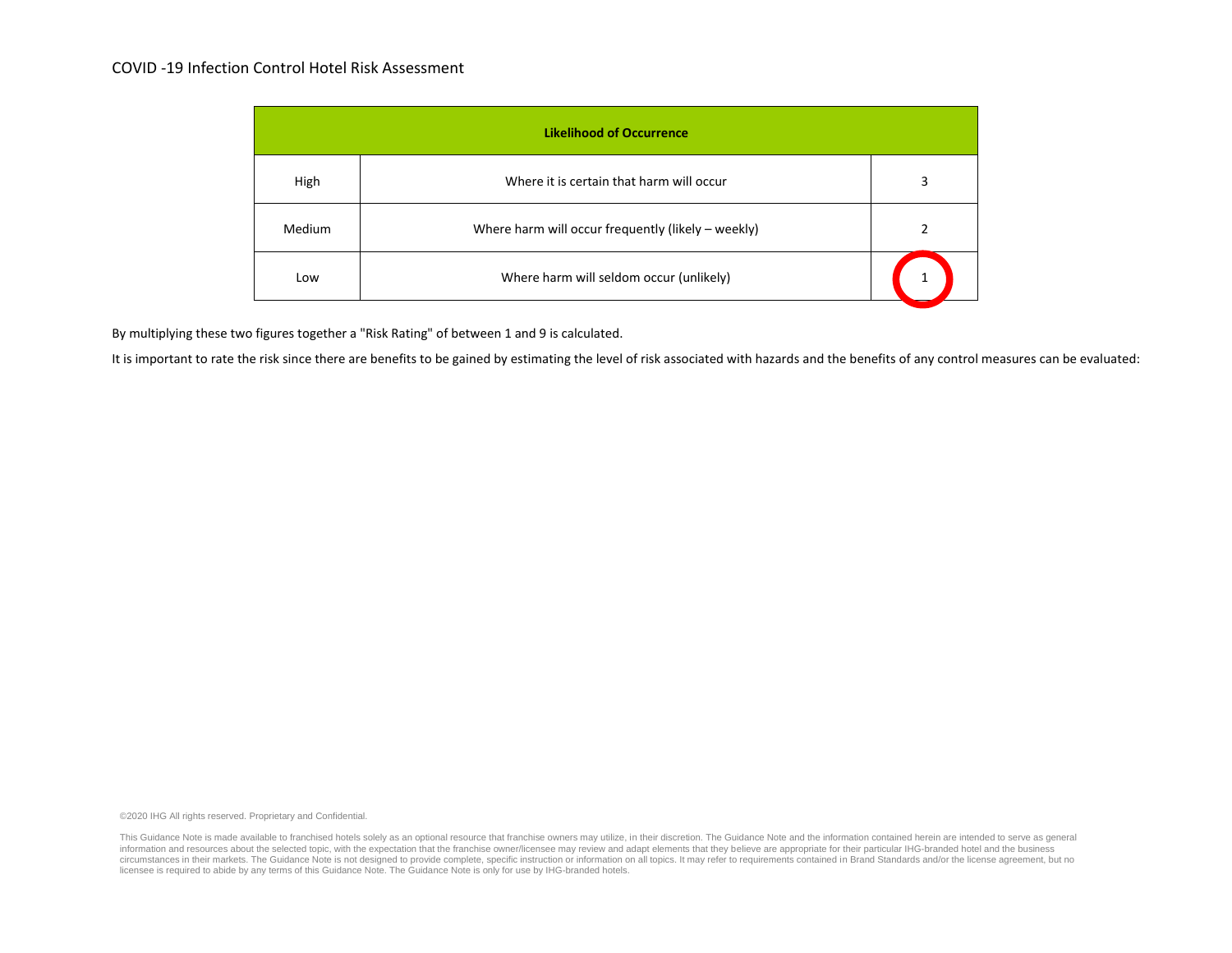COVID -19 Infection Control Hotel Risk Assessment

| Likelihood of Occurrence | | |
|---|---|---|
| High | Where it is certain that harm will occur | 3 |
| Medium | Where harm will occur frequently (likely – weekly) | 2 |
| Low | Where harm will seldom occur (unlikely) | 1 |

By multiplying these two figures together a "Risk Rating" of between 1 and 9 is calculated.

It is important to rate the risk since there are benefits to be gained by estimating the level of risk associated with hazards and the benefits of any control measures can be evaluated:

©2020 IHG All rights reserved. Proprietary and Confidential.

This Guidance Note is made available to franchised hotels solely as an optional resource that franchise owners may utilize, in their discretion. The Guidance Note and the information contained herein are intended to serve as general information and resources about the selected topic, with the expectation that the franchise owner/licensee may review and adapt elements that they believe are appropriate for their particular IHG-branded hotel and the business circumstances in their markets. The Guidance Note is not designed to provide complete, specific instruction or information on all topics. It may refer to requirements contained in Brand Standards and/or the license agreement, but no licensee is required to abide by any terms of this Guidance Note. The Guidance Note is only for use by IHG-branded hotels.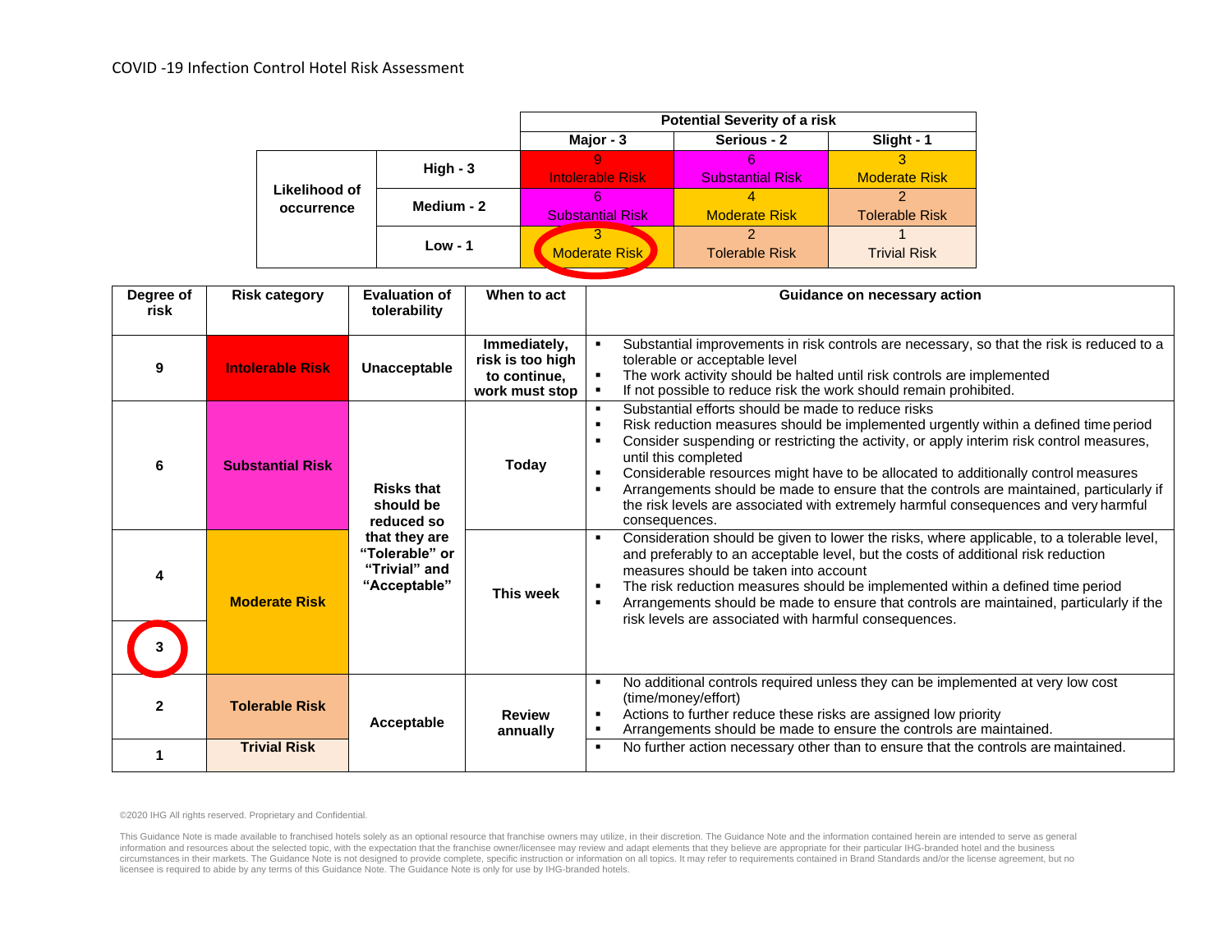COVID -19 Infection Control Hotel Risk Assessment

| | | Potential Severity of a risk | | |
|---|---|---|---|---|
| | | **Major - 3** | **Serious - 2** | **Slight - 1** |
| **Likelihood of occurrence** | **High - 3** | 9 Intolerable Risk | 6 Substantial Risk | 3 Moderate Risk |
| | **Medium - 2** | 6 Substantial Risk | 4 Moderate Risk | 2 Tolerable Risk |
| | **Low - 1** | 3 Moderate Risk | 2 Tolerable Risk | 1 Trivial Risk |

| Degree of risk | Risk category | Evaluation of tolerability | When to act | Guidance on necessary action |
|---|---|---|---|---|
| **9** | **Intolerable Risk** | **Unacceptable** | **Immediately, risk is too high to continue, work must stop** | ▪ Substantial improvements in risk controls are necessary, so that the risk is reduced to a tolerable or acceptable level<br>▪ The work activity should be halted until risk controls are implemented<br>▪ If not possible to reduce risk the work should remain prohibited. |
| **6** | **Substantial Risk** | **Risks that should be reduced so that they are "Tolerable" or "Trivial" and "Acceptable"** | **Today** | ▪ Substantial efforts should be made to reduce risks<br>▪ Risk reduction measures should be implemented urgently within a defined time period<br>▪ Consider suspending or restricting the activity, or apply interim risk control measures, until this completed<br>▪ Considerable resources might have to be allocated to additionally control measures<br>▪ Arrangements should be made to ensure that the controls are maintained, particularly if the risk levels are associated with extremely harmful consequences and very harmful consequences. |
| **4** | **Moderate Risk** | | **This week** | ▪ Consideration should be given to lower the risks, where applicable, to a tolerable level, and preferably to an acceptable level, but the costs of additional risk reduction measures should be taken into account<br>▪ The risk reduction measures should be implemented within a defined time period<br>▪ Arrangements should be made to ensure that controls are maintained, particularly if the risk levels are associated with harmful consequences. |
| **3** | | | | |
| **2** | **Tolerable Risk** | **Acceptable** | **Review annually** | ▪ No additional controls required unless they can be implemented at very low cost (time/money/effort)<br>▪ Actions to further reduce these risks are assigned low priority<br>▪ Arrangements should be made to ensure the controls are maintained. |
| **1** | **Trivial Risk** | | | ▪ No further action necessary other than to ensure that the controls are maintained. |

©2020 IHG All rights reserved. Proprietary and Confidential.

This Guidance Note is made available to franchised hotels solely as an optional resource that franchise owners may utilize, in their discretion. The Guidance Note and the information contained herein are intended to serve as general information and resources about the selected topic, with the expectation that the franchise owner/licensee may review and adapt elements that they believe are appropriate for their particular IHG-branded hotel and the business circumstances in their markets. The Guidance Note is not designed to provide complete, specific instruction or information on all topics. It may refer to requirements contained in Brand Standards and/or the license agreement, but no licensee is required to abide by any terms of this Guidance Note. The Guidance Note is only for use by IHG-branded hotels.